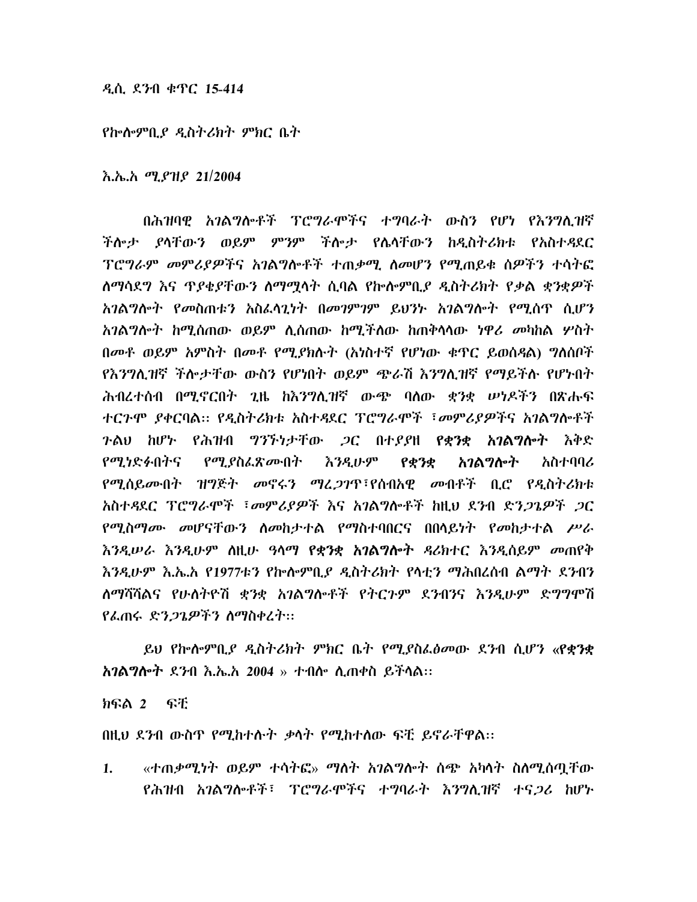ዲሲ ደንብ ቁጥር 15-414

የኮሎምቢያ ዲስትሪክት ምክር ቤት

እ.ኤ.አ ሚያዝያ 21/2004

በሕዝባዊ አገልግሎቶች ፕሮግራሞችና ተግባራት ውስን የሆነ የእንግሊዝኛ ችሎታ ያላቸውን ወይም ምንም ችሎታ የሌላቸውን ከዲስትሪክቱ የአስተዳደር ፕሮግራም መምሪያዎችና አገልግሎቶች ተጠቃሚ ለመሆን የሚጠይቁ ሰዎችን ተሳትፎ ለማሳደግ እና ጥያቄያቸውን ለማሟላት ሲባል የኮሎምቢያ ዲስትሪክት የቃል ቋንቋዎች አገልግሎት የመስጠቱን አስፈላጊነት በመገምገም ይህንኑ አገልግሎት የሚሰጥ ሲሆን አገልግሎት ከሚሰጠው ወይም ሊሰጠው ከሚችለው ከጠቅላላው ነዋሪ መካከል ሦስት በመቶ ወይም አምስት በመቶ የሚያክሉት (አነስተኛ የሆነው ቁጥር ይወሰዳል) ግለሰቦች የእንግሊዝኛ ችሎታቸው ውስን የሆነበት ወይም ጭራሽ እንግሊዝኛ የማይችሉ የሆኑበት ሕብረተሰብ በሚኖርበት ጊዜ ከእንግሊዝኛ ውጭ ባለው ቋንቋ ሠነዶችን በጽሑፍ ተርጉሞ ያቀርባል። የዲስትሪክቱ አስተዳደር ፕሮግራሞች ፣መምሪያዎችና አገልግሎቶች ጉልህ ከሆኑ የሕዝብ ግንኙነታቸው ጋር በተያያዘ **የቋንቋ አገልግሎት** እቅድ የሚነድፉበትና የሚያስፈጽሙበት እንዲሁም **የቋንቋ አገልግሎት** አስተባባሪ የሚሰይሙበት ዝግጅት መኖሩን ማረጋገጥ፣የሰብአዊ መብቶች ቢሮ የዲስትሪክቱ አስተዳደር ፕሮግራሞች ፣መምሪያዎች እና አገልግሎቶች ከዚህ ደንብ ድንጋጌዎች ጋር የሚስማሙ መሆናቸውን ለመከታተል የማስተባበርና በበላይነት የመከታተል ሥራ እንዲሠራ እንዲሁም ለዚሁ ዓላማ **የቋንቋ አገልግሎት** ዳሬክተር እንዲሰይም መጠየቅ እንዲሁም እ.ኤ.አ የ1977ቱን የኮሎምቢያ ዲስትሪክት የላቲን ማሕበረሰብ ልማት ደንብን ለማሻሻልና የሁለትዮሽ ቋንቋ አገልግሎቶች የትርጉም ደንብንና እንዲሁም ድግግሞሽ የፈጠሩ ድንጋጌዎችን ለማስቀረት።

ይህ የኮሎምቢያ ዲስትሪክት ምክር ቤት የሚያስፈፅመው ደንብ ሲሆን «**የቋንቋ አገልግሎት** ደንብ እ.ኤ.አ 2004 » ተብሎ ሊጠቀስ ይችላል።

ክፍል 2   ፍቺ

በዚህ ደንብ ውስጥ የሚከተሉት ቃላት የሚከተለው ፍቺ ይኖራቸዋል።

1. «ተጠቃሚነት ወይም ተሳትፎ» ማለት አገልግሎት ሰጭ አካላት ስለሚሰጧቸው የሕዝብ አገልግሎቶች፣ ፕሮግራሞችና ተግባራት እንግሊዝኛ ተናጋሪ ከሆኑ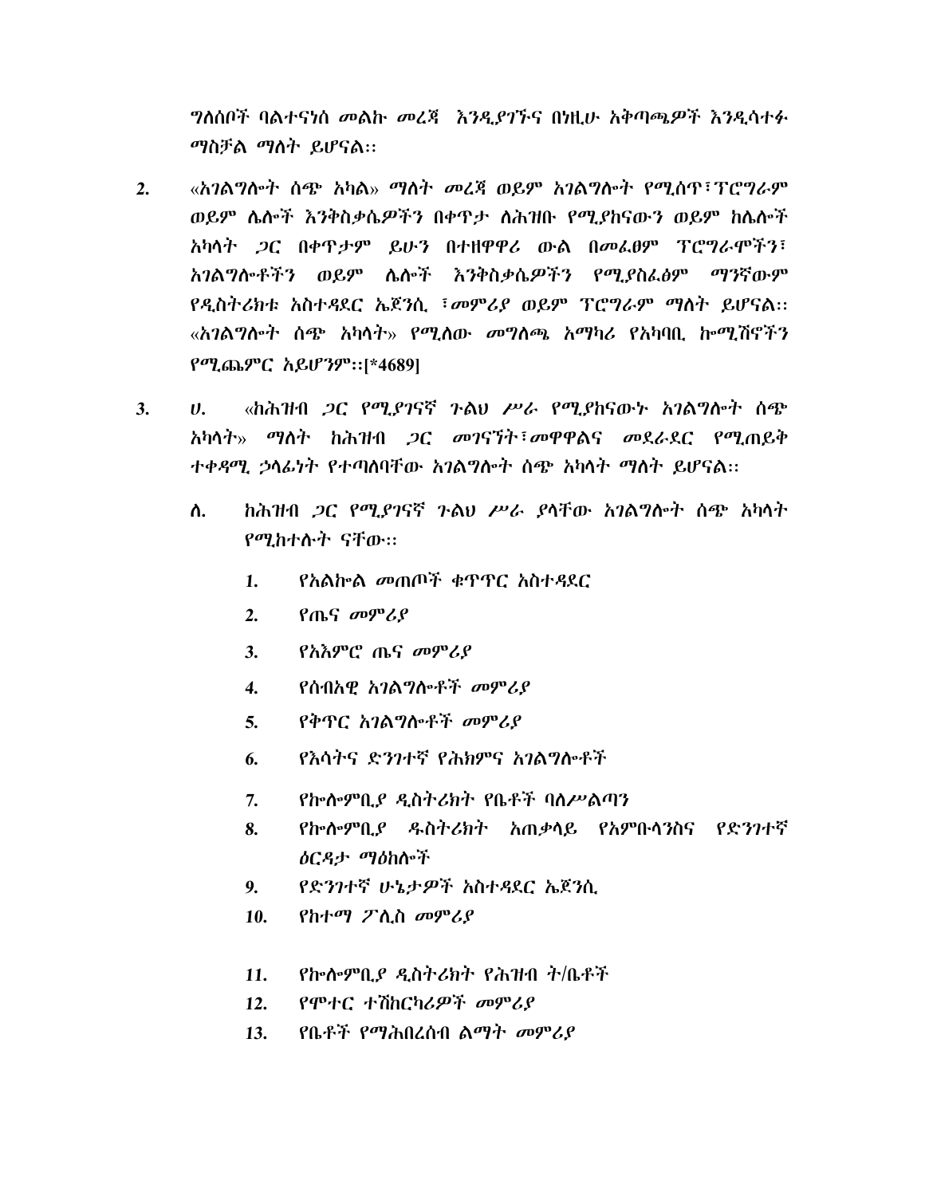ግለሰቦች ባልተናነሰ መልኩ መረጃ እንዲያገኙና በነዚሁ አቅጣጫዎች እንዲሳተፉ ማስቻል ማለት ይሆናል።

2. «አገልግሎት ሰጭ አካል» ማለት መረጃ ወይም አገልግሎት የሚሰጥ፣ፕሮግራም ወይም ሌሎች እንቅስቃሴዎችን በቀጥታ ለሕዝቡ የሚያከናውን ወይም ከሌሎች አካላት ጋር በቀጥታም ይሁን በተዘዋዋሪ ውል በመፈፀም ፕሮግራሞችን፣ አገልግሎቶችን ወይም ሌሎች እንቅስቃሴዎችን የሚያስፈፅም ማንኛውም የዲስትሪክቱ አስተዳደር ኤጀንሲ ፣መምሪያ ወይም ፕሮግራም ማለት ይሆናል። «አገልግሎት ሰጭ አካላት» የሚለው መግለጫ አማካሪ የአካባቢ ኰሚሽኖችን የሚጨምር አይሆንም።[*4689]

3. ሀ. «ከሕዝብ ጋር የሚያገናኛ ጉልህ ሥራ የሚያከናውኑ አገልግሎት ሰጭ አካላት» ማለት ከሕዝብ ጋር መገናኘት፣መዋዋልና መደራደር የሚጠይቅ ተቀዳሚ ኃላፊነት የተጣለባቸው አገልግሎት ሰጭ አካላት ማለት ይሆናል።

   ለ. ከሕዝብ ጋር የሚያገናኛ ጉልህ ሥራ ያላቸው አገልግሎት ሰጭ አካላት የሚከተሉት ናቸው።

   1. የአልኰል መጠጦች ቁጥጥር አስተዳደር
   2. የጤና መምሪያ
   3. የአእምሮ ጤና መምሪያ
   4. የሰብአዊ አገልግሎቶች መምሪያ
   5. የቅጥር አገልግሎቶች መምሪያ
   6. የእሳትና ድንገተኛ የሕክምና አገልግሎቶች
   7. የኰሎምቢያ ዲስትሪክት የቤቶች ባለሥልጣን
   8. የኰሎምቢያ ዱስትሪክት አጠቃላይ የአምቡላንስና የድንገተኛ ዕርዳታ ማዕከሎች
   9. የድንገተኛ ሁኔታዎች አስተዳደር ኤጀንሲ
   10. የከተማ ፖሊስ መምሪያ
   11. የኰሎምቢያ ዲስትሪክት የሕዝብ ት/ቤቶች
   12. የሞተር ተሸከርካሪዎች መምሪያ
   13. የቤቶች የማሕበረሰብ ልማት መምሪያ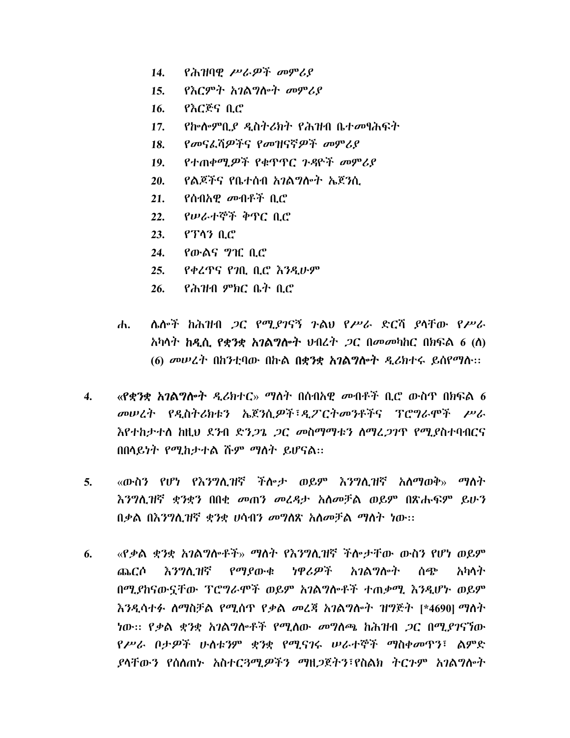14. *የሕዝባዊ ሥራዎች መምሪያ*
15. *የእርምት አገልግሎት መምሪያ*
16. *የእርጅና ቢሮ*
17. *የኮሎምቢያ ዲስትሪክት የሕዝብ ቤተመፃሕፍት*
18. *የመናፈሻዎችና የመዝናኛዎች መምሪያ*
19. *የተጠቀሚዎች የቁጥጥር ጉዳዮች መምሪያ*
20. *የልጆችና የቤተሰብ አገልግሎት ኤጀንሲ*
21. *የሰብአዊ መብቶች ቢሮ*
22. *የሠራተኞች ቅጥር ቢሮ*
23. *የፕላን ቢሮ*
24. *የውልና ግዢ ቢሮ*
25. *የቀረጥና የገቢ ቢሮ እንዲሁም*
26. *የሕዝብ ምክር ቤት ቢሮ*

ሐ. ሌሎች ከሕዝብ ጋር የሚያገናኝ ጉልህ የሥራ ድርሻ ያላቸው የሥራ አካላት ከ**ዲሲ የቋንቋ አገልግሎት** ህብረት ጋር በመመካከር በክፍል 6 (ለ) (6) መሠረት በከንቲባው በኩል **በቋንቋ አገልግሎት** ዲሬክተሩ ይሰየማሉ፡፡

4. «**የቋንቋ አገልግሎት** ዲሬክተር» ማለት በሰብአዊ መብቶች ቢሮ ውስጥ በክፍል 6 መሠረት የዲስትሪክቱን ኤጀንሲዎች፣ዲፓርትመንቶችና ፕሮግራሞች ሥራ እየተከታተለ ከዚህ ደንብ ድንጋጌ ጋር መስማማቱን ለማረጋገጥ የሚያስተባብርና በበላይነት የሚከታተል ሹም ማለት ይሆናል፡፡

5. «ውስን የሆነ የእንግሊዝኛ ችሎታ ወይም እንግሊዝኛ አለማወቅ» ማለት እንግሊዝኛ ቋንቋን በበቂ መጠን መረዳታ አለመቻል ወይም በጽሑፍም ይሁን በቃል በእንግሊዝኛ ቋንቋ ሀሳብን መግለጽ አለመቻል ማለት ነው፡፡

6. «የቃል ቋንቋ አገልግሎቶች» ማለት የእንግሊዝኛ ችሎታቸው ውስን የሆነ ወይም ጨርሶ እንግሊዝኛ የማያውቁ ነዋሪዎች አገልግሎት ሰጭ አካላት በሚያከናውኗቸው ፕሮግራሞች ወይም አገልግሎቶች ተጠቃሚ እንዲሆኑ ወይም እንዲሳተፉ ለማስቻል የሚሰጥ የቃል መረጃ አገልግሎት ዝግጅት [*4690] ማለት ነው፡፡ የቃል ቋንቋ አገልግሎቶች የሚለው መግለጫ ከሕዝብ ጋር በሚያገናኘው የሥራ ቦታዎች ሁለቱንም ቋንቋ የሚናገሩ ሠራተኞች ማስቀመጥን፣ ልምድ ያላቸውን የሰለጠኑ አስተርጓሚዎችን ማዘጋጀትን፣የስልክ ትርጉም አገልግሎት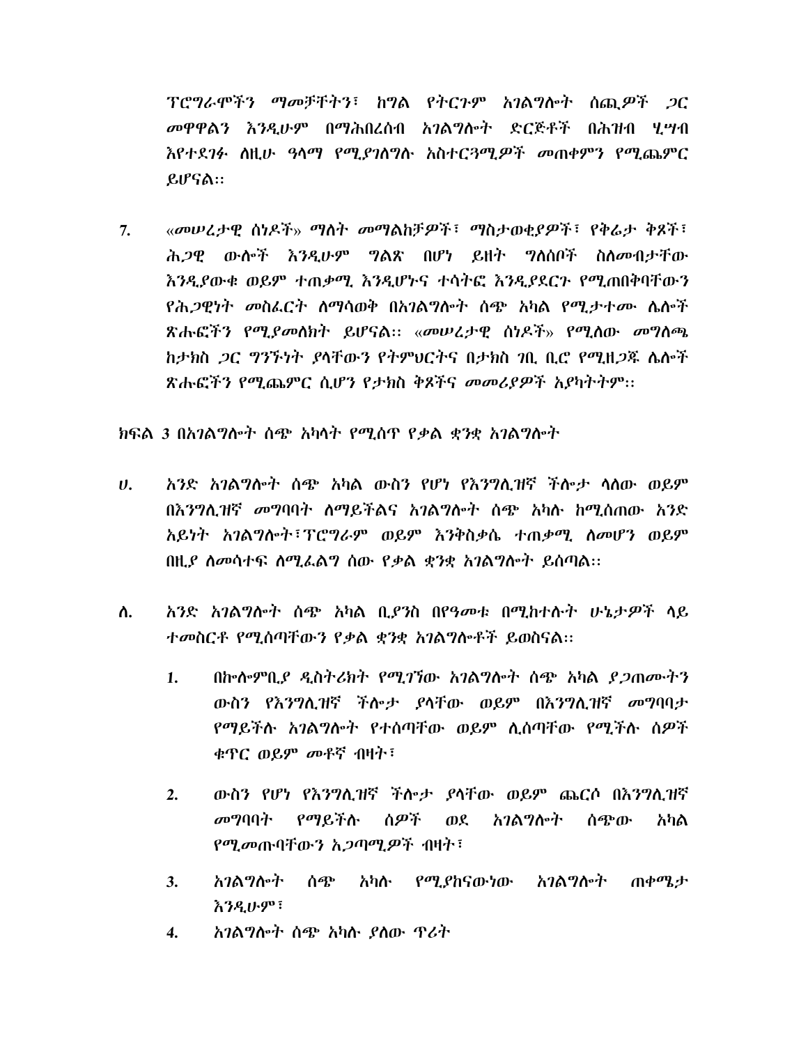ፕሮግራሞችን ማመቻቸትን፣ ከግል የትርጉም አገልግሎት ሰጪዎች ጋር መዋዋልን እንዲሁም በማሕበረሰብ አገልግሎት ድርጅቶች በሕዝብ ሂሣብ እየተደገፉ ለዚሁ ዓላማ የሚያገለግሉ አስተርጓሚዎች መጠቀምን የሚጨምር ይሆናል፡፡

7. «መሠረታዊ ሰነዶች» ማለት መማልከቻዎች፣ ማስታወቂያዎች፣ የቅሬታ ቅጾች፣ ሕጋዊ ውሎች እንዲሁም ግልጽ በሆነ ይዘት ግለሰቦች ስለመብታቸው እንዲያውቁ ወይም ተጠቃሚ እንዲሆኑና ተሳትፎ እንዲያደርጉ የሚጠበቅባቸውን የሕጋዊነት መስፈርት ለማሳወቅ በአገልግሎት ሰጭ አካል የሚታተሙ ሌሎች ጽሑፎችን የሚያመለክት ይሆናል፡፡ «መሠረታዊ ሰነዶች» የሚለው መግለጫ ከታክስ ጋር ግንኙነት ያላቸውን የትምህርትና በታክስ ገቢ ቢሮ የሚዘጋጁ ሌሎች ጽሑፎችን የሚጨምር ሲሆን የታክስ ቅጾችና መመሪያዎች አያካትትም፡፡

## ክፍል 3 በአገልግሎት ሰጭ አካላት የሚሰጥ የቃል ቋንቋ አገልግሎት

ሀ. አንድ አገልግሎት ሰጭ አካል ውስን የሆነ የእንግሊዝኛ ችሎታ ላለው ወይም በእንግሊዝኛ መግባባት ለማይችልና አገልግሎት ሰጭ አካሉ ከሚሰጠው አንድ አይነት አገልግሎት፣ፕሮግራም ወይም እንቅስቃሴ ተጠቃሚ ለመሆን ወይም በዚያ ለመሳተፍ ለሚፈልግ ሰው የቃል ቋንቋ አገልግሎት ይሰጣል፡፡

ለ. አንድ አገልግሎት ሰጭ አካል ቢያንስ በየዓመቱ በሚከተሉት ሁኔታዎች ላይ ተመስርቶ የሚሰጣቸውን የቃል ቋንቋ አገልግሎቶች ይወስናል፡፡

1. በኰሎምቢያ ዲስትሪክት የሚገኘው አገልግሎት ሰጭ አካል ያጋጠሙትን ውስን የእንግሊዝኛ ችሎታ ያላቸው ወይም በእንግሊዝኛ መግባባታ የማይችሉ አገልግሎት የተሰጣቸው ወይም ሊሰጣቸው የሚችሉ ሰዎች ቁጥር ወይም መቶኛ ብዛት፣

2. ውስን የሆነ የእንግሊዝኛ ችሎታ ያላቸው ወይም ጨርሶ በእንግሊዝኛ መግባባት የማይችሉ ሰዎች ወደ አገልግሎት ሰጭው አካል የሚመጡባቸውን አጋጣሚዎች ብዛት፣

3. አገልግሎት ሰጭ አካሉ የሚያከናውነው አገልግሎት ጠቀሜታ እንዲሁም፣

4. አገልግሎት ሰጭ አካሉ ያለው ጥሪት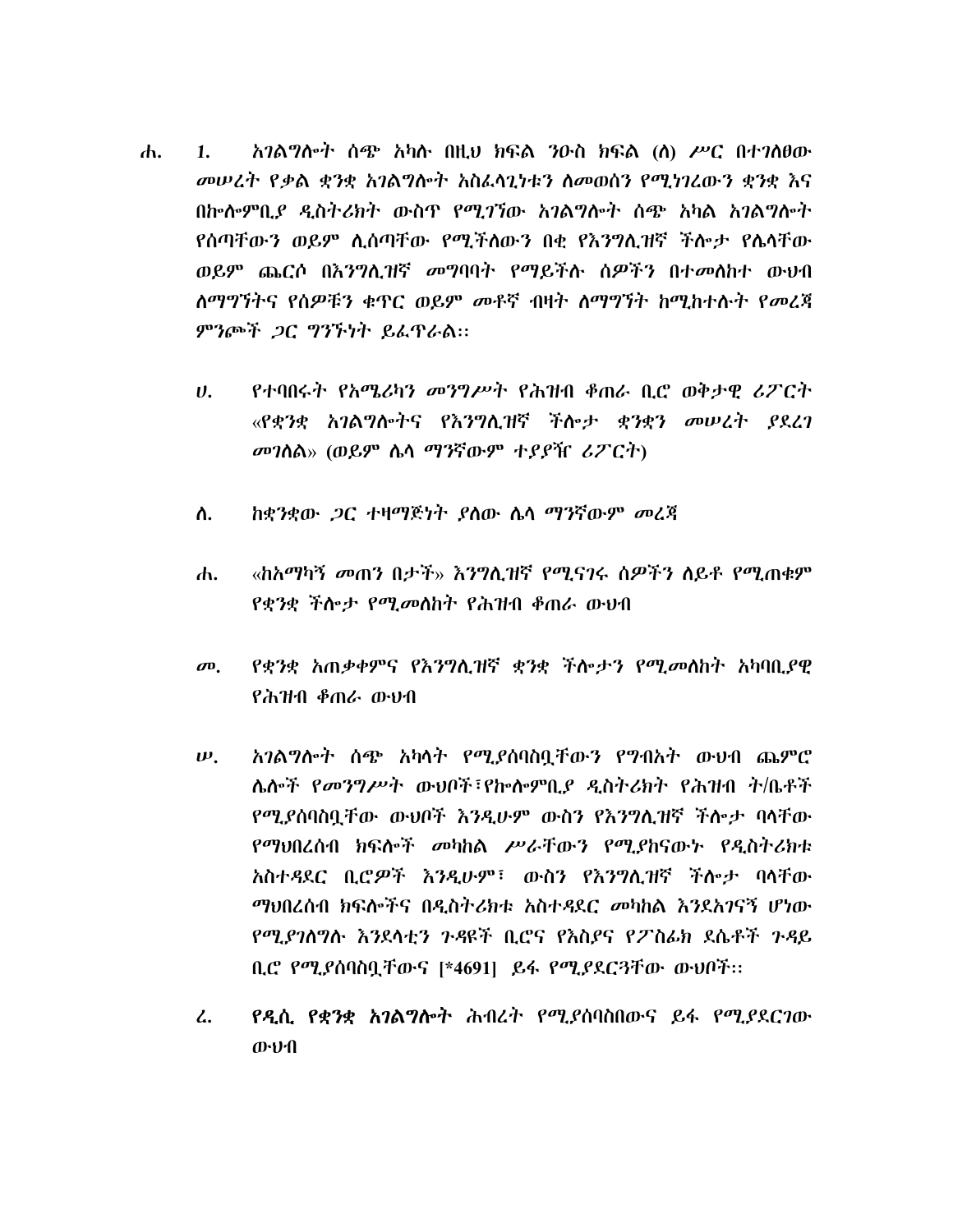ሐ. 1. *አገልግሎት ሰጭ አካሉ በዚህ ክፍል ንዑስ ክፍል (ለ) ሥር በተገለፀው መሠረት የቃል ቋንቋ አገልግሎት አስፈላጊነቱን ለመወሰን የሚነገረውን ቋንቋ እና በኮሎምቢያ ዲስትሪክት ውስጥ የሚገኘው አገልግሎት ሰጭ አካል አገልግሎት የሰጣቸውን ወይም ሊሰጣቸው የሚችለውን በቂ የእንግሊዝኛ ችሎታ የሌላቸው ወይም ጨርሶ በእንግሊዝኛ መግባባት የማይችሉ ሰዎችን በተመለከተ ውህብ ለማግኘትና የሰዎቹን ቁጥር ወይም መቶኛ ብዛት ለማግኘት ከሚከተሉት የመረጃ ምንጮች ጋር ግንኙነት ይፈጥራል፡፡*

ሀ. *የተባበሩት የአሜሪካን መንግሥት የሕዝብ ቆጠራ ቢሮ ወቅታዊ ሪፖርት «የቋንቋ አገልግሎትና የእንግሊዝኛ ችሎታ ቋንቋን መሠረት ያደረገ መገለል» (ወይም ሌላ ማንኛውም ተያያዥ ሪፖርት)*

ለ. *ከቋንቋው ጋር ተዛማጅነት ያለው ሌላ ማንኛውም መረጃ*

ሐ. *«ከአማካኝ መጠን በታች» እንግሊዝኛ የሚናገሩ ሰዎችን ለይቶ የሚጠቁም የቋንቋ ችሎታ የሚመለከት የሕዝብ ቆጠራ ውህብ*

መ. *የቋንቋ አጠቃቀምና የእንግሊዝኛ ቋንቋ ችሎታን የሚመለከት አካባቢያዊ የሕዝብ ቆጠራ ውህብ*

ሠ. *አገልግሎት ሰጭ አካላት የሚያሰባስቧቸውን የግብአት ውህብ ጨምሮ ሌሎች የመንግሥት ውህቦች፣የኮሎምቢያ ዲስትሪክት የሕዝብ ት/ቤቶች የሚያሰባስቧቸው ውህቦች እንዲሁም ውስን የእንግሊዝኛ ችሎታ ባላቸው የማህበረሰብ ክፍሎች መካከል ሥራቸውን የሚያከናውኑ የዲስትሪክቱ አስተዳደር ቢሮዎች እንዲሁም፣ ውስን የእንግሊዝኛ ችሎታ ባላቸው ማህበረሰብ ክፍሎችና በዲስትሪክቱ አስተዳደር መካከል እንደአገናኝ ሆነው የሚያገለግሉ እንደላቲን ጉዳዮች ቢሮና የእስያና የፖስፊክ ደሴቶች ጉዳይ ቢሮ የሚያሰባስቧቸውና [*4691] ይፋ የሚያደርጓቸው ውህቦች፡፡*

ረ. **የዲሲ የቋንቋ አገልግሎት ሕብረት የሚያሰባስበውና ይፋ የሚያደርገው ውህብ**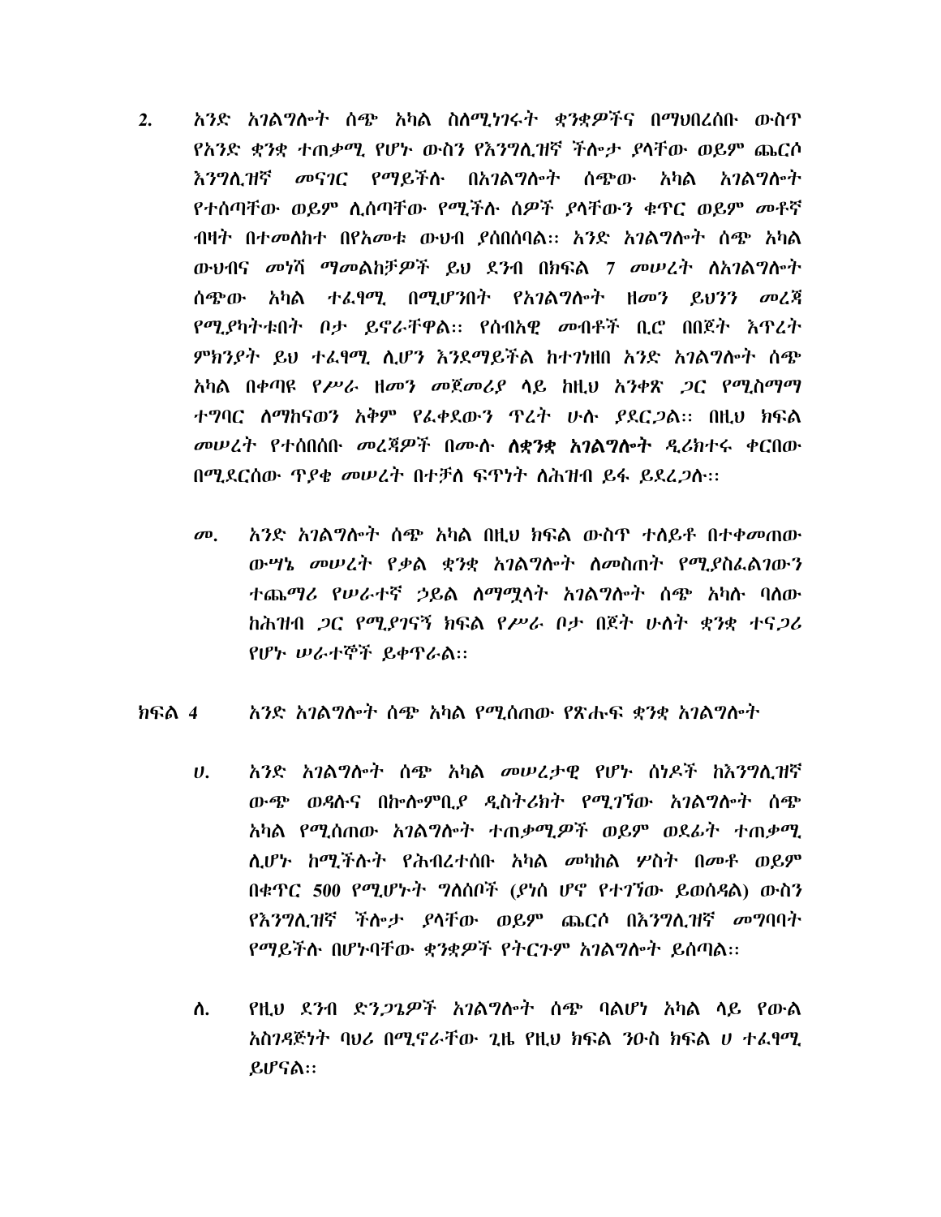2. አንድ አገልግሎት ሰጭ አካል ስለሚነገሩት ቋንቋዎችና በማህበረሰቡ ውስጥ የአንድ ቋንቋ ተጠቃሚ የሆኑ ውስን የእንግሊዝኛ ችሎታ ያላቸው ወይም ጨርሶ እንግሊዝኛ መናገር የማይችሉ በአገልግሎት ሰጭው አካል አገልግሎት የተሰጣቸው ወይም ሊሰጣቸው የሚችሉ ሰዎች ያላቸውን ቁጥር ወይም መቶኛ ብዛት በተመለከተ በየአመቱ ውህብ ያሰበስባል። አንድ አገልግሎት ሰጭ አካል ውህብና መነሻ ማመልከቻዎች ይህ ደንብ በክፍል 7 መሠረት ለአገልግሎት ሰጭው አካል ተፈፃሚ በሚሆንበት የአገልግሎት ዘመን ይህንን መረጃ የሚያካትቱበት ቦታ ይኖራቸዋል። የሰብአዊ መብቶች ቢሮ በበጀት እጥረት ምክንያት ይህ ተፈፃሚ ሊሆን እንደማይችል ከተገነዘበ አንድ አገልግሎት ሰጭ አካል በቀጣዩ የሥራ ዘመን መጀመሪያ ላይ ከዚህ አንቀጽ ጋር የሚስማማ ተግባር ለማከናወን አቅም የፈቀደውን ጥረት ሁሉ ያደርጋል። በዚህ ክፍል መሠረት የተሰበሰቡ መረጃዎች በሙሉ ለቋንቋ አገልግሎት ዲሪክተሩ ቀርበው በሚደርሰው ጥያቄ መሠረት በተቻለ ፍጥነት ለሕዝብ ይፋ ይደረጋሉ።

   መ. አንድ አገልግሎት ሰጭ አካል በዚህ ክፍል ውስጥ ተለይቶ በተቀመጠው ውሣኔ መሠረት የቃል ቋንቋ አገልግሎት ለመስጠት የሚያስፈልገውን ተጨማሪ የሠራተኛ ኃይል ለማሟላት አገልግሎት ሰጭ አካሉ ባለው ከሕዝብ ጋር የሚያገናኝ ክፍል የሥራ ቦታ በጀት ሁለት ቋንቋ ተናጋሪ የሆኑ ሠራተኞች ይቀጥራል።

## ክፍል 4 አንድ አገልግሎት ሰጭ አካል የሚሰጠው የጽሑፍ ቋንቋ አገልግሎት

ሀ. አንድ አገልግሎት ሰጭ አካል መሠረታዊ የሆኑ ሰነዶች ከእንግሊዝኛ ውጭ ወዳሉና በኮሎምቢያ ዲስትሪክት የሚገኘው አገልግሎት ሰጭ አካል የሚሰጠው አገልግሎት ተጠቃሚዎች ወይም ወደፊት ተጠቃሚ ሊሆኑ ከሚችሉት የሕብረተሰቡ አካል መካከል ሦስት በመቶ ወይም በቁጥር 500 የሚሆኑት ግለሰቦች (ያነሰ ሆኖ የተገኘው ይወሰዳል) ውስን የእንግሊዝኛ ችሎታ ያላቸው ወይም ጨርሶ በእንግሊዝኛ መግባባት የማይችሉ በሆኑባቸው ቋንቋዎች የትርጉም አገልግሎት ይሰጣል።

ለ. የዚህ ደንብ ድንጋጌዎች አገልግሎት ሰጭ ባልሆነ አካል ላይ የውል አስገዳጅነት ባህሪ በሚኖራቸው ጊዜ የዚህ ክፍል ንዑስ ክፍል ሀ ተፈፃሚ ይሆናል።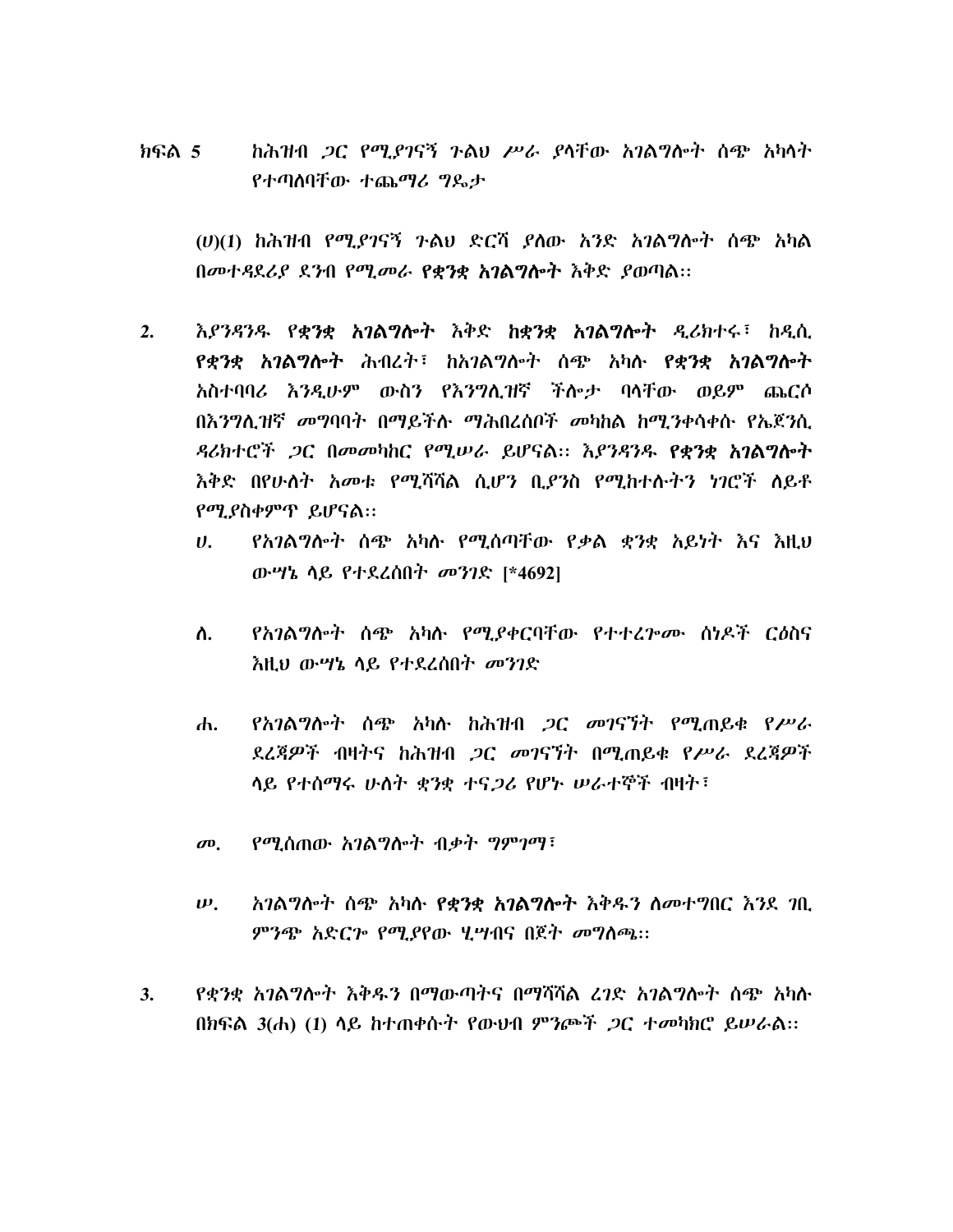ክፍል 5 ከሕዝብ ጋር የሚያገናኝ ጉልህ ሥራ ያላቸው አገልግሎት ሰጭ አካላት የተጣለባቸው ተጨማሪ ግዴታ

(ሀ)(1) ከሕዝብ የሚያገናኝ ጉልህ ድርሻ ያለው አንድ አገልግሎት ሰጭ አካል በመተዳደሪያ ደንብ የሚመራ **የቋንቋ አገልግሎት** እቅድ ያወጣል።

2. እያንዳንዱ **የቋንቋ አገልግሎት** እቅድ **ከቋንቋ አገልግሎት** ዲሪክተሩ፣ ከዲሲ **የቋንቋ አገልግሎት** ሕብረት፣ ከአገልግሎት ሰጭ አካሉ **የቋንቋ አገልግሎት** አስተባባሪ እንዲሁም ውስን የእንግሊዝኛ ችሎታ ባላቸው ወይም ጨርሶ በእንግሊዝኛ መግባባት በማይችሉ ማሕበረሰቦች መካከል ከሚንቀሳቀሱ የኤጀንሲ ዳሪክተሮች ጋር በመመካከር የሚሠራ ይሆናል። እያንዳንዱ **የቋንቋ አገልግሎት** እቅድ በየሁለት አመቱ የሚሻሻል ሲሆን ቢያንስ የሚከተሉትን ነገሮች ለይቶ የሚያስቀምጥ ይሆናል።
   - ሀ. የአገልግሎት ሰጭ አካሉ የሚሰጣቸው የቃል ቋንቋ አይነት እና እዚህ ውሣኔ ላይ የተደረሰበት መንገድ [*4692]
   - ለ. የአገልግሎት ሰጭ አካሉ የሚያቀርባቸው የተተረጐሙ ሰነዶች ርዕስና እዚህ ውሣኔ ላይ የተደረሰበት መንገድ
   - ሐ. የአገልግሎት ሰጭ አካሉ ከሕዝብ ጋር መገናኘት የሚጠይቁ የሥራ ደረጃዎች ብዛትና ከሕዝብ ጋር መገናኘት በሚጠይቁ የሥራ ደረጃዎች ላይ የተሰማሩ ሁለት ቋንቋ ተናጋሪ የሆኑ ሠራተኞች ብዛት፣
   - መ. የሚሰጠው አገልግሎት ብቃት ግምገማ፣
   - ሠ. አገልግሎት ሰጭ አካሉ **የቋንቋ አገልግሎት** እቅዱን ለመተግበር እንደ ገቢ ምንጭ አድርጐ የሚያየው ሂሣብና በጀት መግለጫ።

3. የቋንቋ አገልግሎት እቅዱን በማውጣትና በማሻሻል ረገድ አገልግሎት ሰጭ አካሉ በክፍል 3(ሐ) (1) ላይ ከተጠቀሱት የውህብ ምንጮች ጋር ተመካክሮ ይሠራል።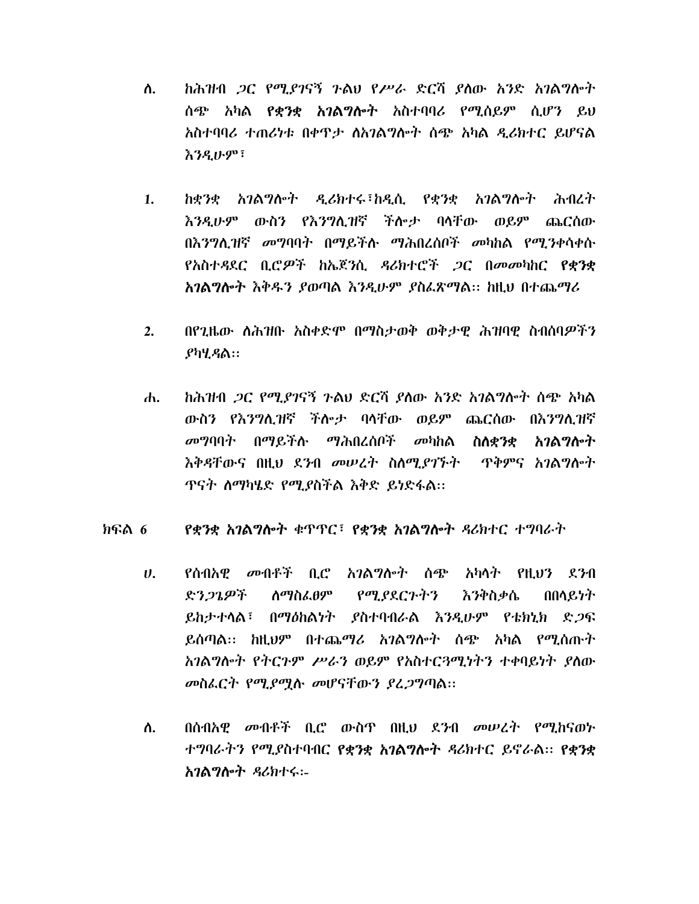ለ. ከሕዝብ ጋር የሚያገናኝ ጉልህ የሥራ ድርሻ ያለው አንድ አገልግሎት ሰጭ አካል **የቋንቋ አገልግሎት** አስተባባሪ የሚሰይም ሲሆን ይህ አስተባባሪ ተጠሪነቱ በቀጥታ ለአገልግሎት ሰጭ አካል ዲሬክተር ይሆናል እንዲሁም፣

1. ከቋንቋ አገልግሎት ዲሬክተሩ፣ከዲሲ የቋንቋ አገልግሎት ሕብረት እንዲሁም ውስን የእንግሊዝኛ ችሎታ ባላቸው ወይም ጨርሰው በእንግሊዝኛ መግባባት በማይችሉ ማሕበረሰቦች መካከል የሚንቀሳቀሱ የአስተዳደር ቢሮዎች ከኤጀንሲ ዳሪክተሮች ጋር በመመካከር **የቋንቋ አገልግሎት** እቅዱን ያወጣል እንዲሁም ያስፈጽማል፡፡ ከዚህ በተጨማሪ

2. በየጊዜው ለሕዝቡ አስቀድሞ በማስታወቅ ወቅታዊ ሕዝባዊ ስብሰባዎችን ያካሂዳል፡፡

ሐ. ከሕዝብ ጋር የሚያገናኝ ጉልህ ድርሻ ያለው አንድ አገልግሎት ሰጭ አካል ውስን የእንግሊዝኛ ችሎታ ባላቸው ወይም ጨርሰው በእንግሊዝኛ መግባባት በማይችሉ ማሕበረሰቦች መካከል **ስለቋንቋ አገልግሎት** እቅዳቸውና በዚህ ደንብ መሠረት ስለሚያገኙት ጥቅምና አገልግሎት ጥናት ለማካሄድ የሚያስችል እቅድ ይነድፋል፡፡

## ክፍል 6 &nbsp;&nbsp; **የቋንቋ አገልግሎት** ቁጥጥር፣ **የቋንቋ አገልግሎት** ዳሪክተር ተግባራት

ሀ. የሰብአዊ መብቶች ቢሮ አገልግሎት ሰጭ አካላት የዚህን ደንብ ድንጋጌዎች ለማስፈፀም የሚያደርጉትን እንቅስቃሴ በበላይነት ይከታተላል፣ በማዕከልነት ያስተባብራል እንዲሁም የቴክኒክ ድጋፍ ይሰጣል፡፡ ከዚህም በተጨማሪ አገልግሎት ሰጭ አካል የሚሰጡት አገልግሎት የትርጉም ሥራን ወይም የአስተርጓሚነትን ተቀባይነት ያለው መስፈርት የሚያሟሉ መሆናቸውን ያረጋግጣል፡፡

ለ. በሰብአዊ መብቶች ቢሮ ውስጥ በዚህ ደንብ መሠረት የሚከናወኑ ተግባራትን የሚያስተባብር **የቋንቋ አገልግሎት** ዳሪክተር ይኖራል፡፡ **የቋንቋ አገልግሎት** ዳሪክተሩ፡-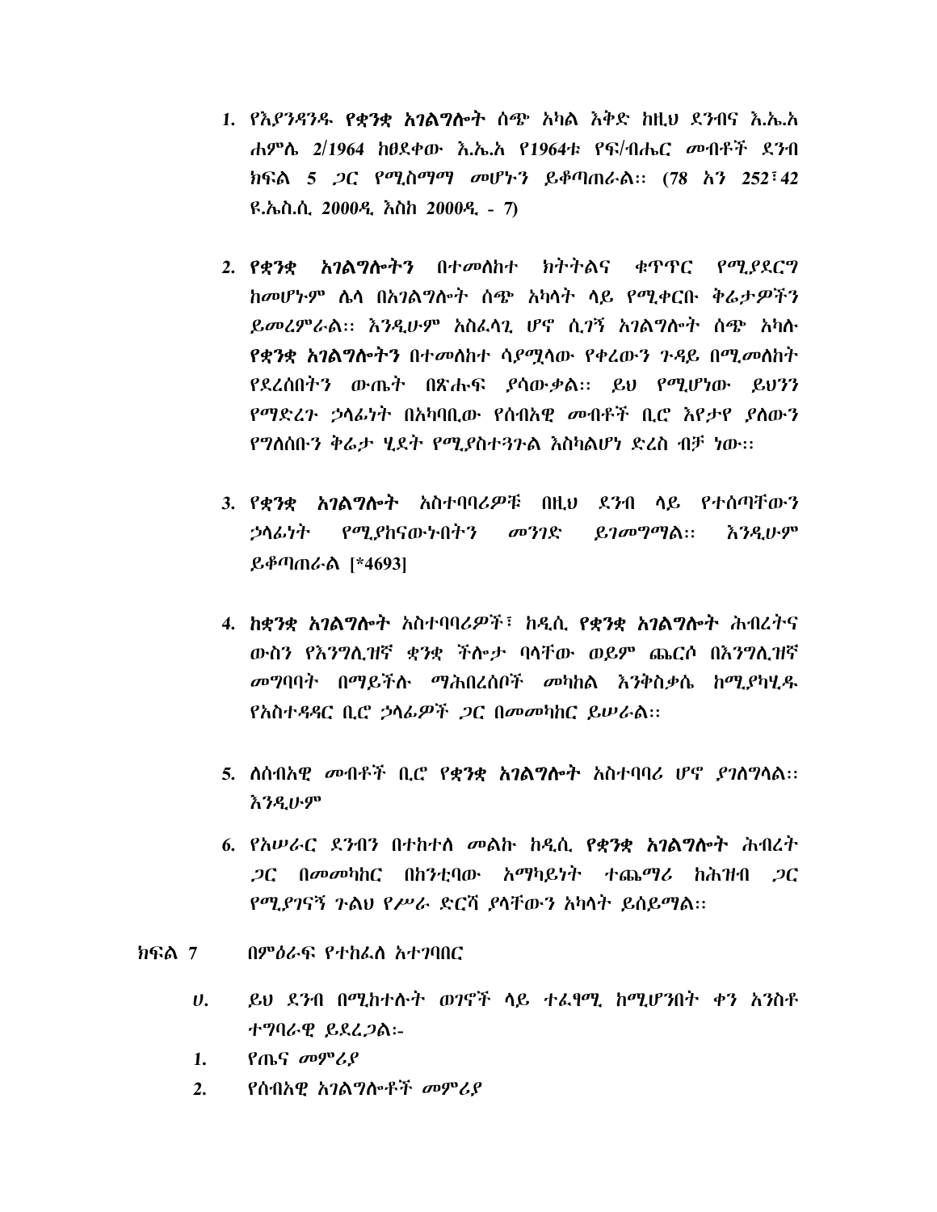1. የእያንዳንዱ **የቋንቋ አገልግሎት** ሰጭ አካል እቅድ ከዚህ ደንብና እ.ኤ.አ ሐምሌ 2/1964 ከፀደቀው እ.ኤ.አ የ1964ቱ የፍ/ብሔር መብቶች ደንብ ክፍል 5 ጋር የሚስማማ መሆኑን ይቆጣጠራል፡፡ (78 አን 252፣42 ዩ.ኤስ.ሲ. 2000ዲ. እስከ 2000ዲ. - 7)

2. **የቋንቋ አገልግሎትን** በተመለከተ ክትትልና ቁጥጥር የሚያደርግ ከመሆኑም ሌላ በአገልግሎት ሰጭ አካላት ላይ የሚቀርቡ ቅሬታዎችን ይመረምራል፡፡ እንዲሁም አስፈላጊ ሆኖ ሲገኝ አገልግሎት ሰጭ አካሉ **የቋንቋ አገልግሎትን** በተመለከተ ሳያሟላው የቀረውን ጉዳይ በሚመለከት የደረሰበትን ውጤት በጽሑፍ ያሳውቃል፡፡ ይህ የሚሆነው ይህንን የማድረጉ ኃላፊነት በአካባቢው የሰብአዊ መብቶች ቢሮ እየታየ ያለውን የግለሰቡን ቅሬታ ሂደት የሚያስተጓጉል እስካልሆነ ድረስ ብቻ ነው፡፡

3. **የቋንቋ አገልግሎት** አስተባባሪዎቹ በዚህ ደንብ ላይ የተሰጣቸውን ኃላፊነት የሚያከናውኑበትን መንገድ ይገመግማል፡፡ እንዲሁም ይቆጣጠራል [*4693]

4. **ከቋንቋ አገልግሎት** አስተባባሪዎች፣ ከዲሲ **የቋንቋ አገልግሎት** ሕብረትና ውስን የእንግሊዝኛ ቋንቋ ችሎታ ባላቸው ወይም ጨርሶ በእንግሊዝኛ መግባባት በማይችሉ ማሕበረሰቦች መካከል እንቅስቃሴ ከሚያካሂዱ የአስተዳዳር ቢሮ ኃላፊዎች ጋር በመመካከር ይሠራል፡፡

5. ለሰብአዊ መብቶች ቢሮ **የቋንቋ አገልግሎት** አስተባባሪ ሆኖ ያገለግላል፡፡ እንዲሁም

6. የአሠራር ደንብን በተከተለ መልኩ ከዲሲ **የቋንቋ አገልግሎት** ሕብረት ጋር በመመካከር በከንቲባው አማካይነት ተጨማሪ ከሕዝብ ጋር የሚያገናኝ ጉልህ የሥራ ድርሻ ያላቸውን አካላት ይሰይማል፡፡

ክፍል 7 በምዕራፍ የተከፈለ አተገባበር

ሀ. ይህ ደንብ በሚከተሉት ወገኖች ላይ ተፈፃሚ ከሚሆንበት ቀን አንስቶ ተግባራዊ ይደረጋል:-

1. የጤና መምሪያ
2. የሰብአዊ አገልግሎቶች መምሪያ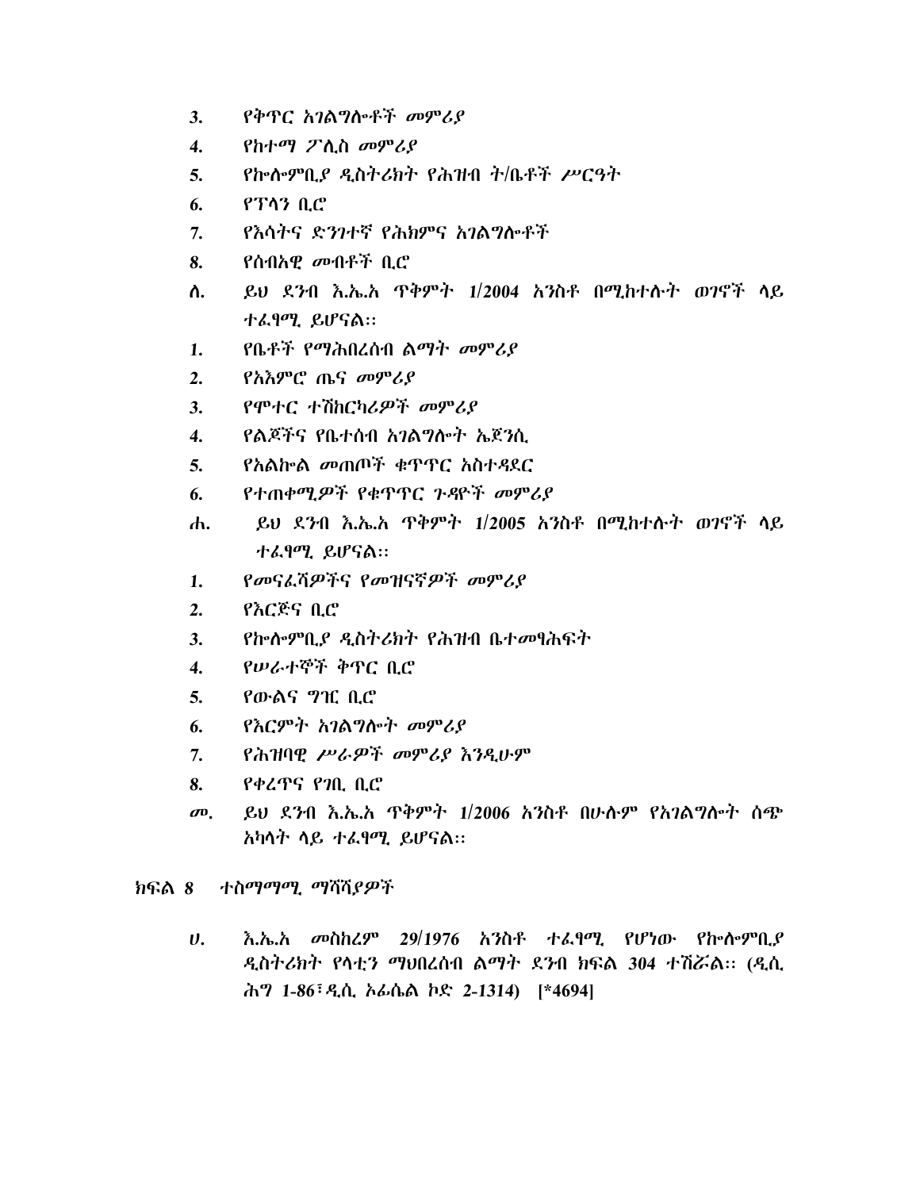3. የቅጥር አገልግሎቶች መምሪያ
4. የከተማ ፖሊስ መምሪያ
5. የኮሎምቢያ ዲስትሪክት የሕዝብ ት/ቤቶች ሥርዓት
6. የፕላን ቢሮ
7. የእሳትና ድንገተኛ የሕክምና አገልግሎቶች
8. የሰብአዊ መብቶች ቢሮ

ለ. ይህ ደንብ እ.ኤ.አ ጥቅምት 1/2004 አንስቶ በሚከተሉት ወገኖች ላይ ተፈፃሚ ይሆናል፡፡

1. የቤቶች የማሕበረሰብ ልማት መምሪያ
2. የአእምሮ ጤና መምሪያ
3. የሞተር ተሽከርካሪዎች መምሪያ
4. የልጆችና የቤተሰብ አገልግሎት ኤጀንሲ
5. የአልኮል መጠጦች ቁጥጥር አስተዳደር
6. የተጠቃሚዎች የቁጥጥር ጉዳዮች መምሪያ

ሐ. ይህ ደንብ እ.ኤ.አ ጥቅምት 1/2005 አንስቶ በሚከተሉት ወገኖች ላይ ተፈፃሚ ይሆናል፡፡

1. የመናፈሻዎችና የመዝናኛዎች መምሪያ
2. የእርጅና ቢሮ
3. የኮሎምቢያ ዲስትሪክት የሕዝብ ቤተመፃሕፍት
4. የሠራተኞች ቅጥር ቢሮ
5. የውልና ግዢ ቢሮ
6. የእርምት አገልግሎት መምሪያ
7. የሕዝባዊ ሥራዎች መምሪያ እንዲሁም
8. የቀረጥና የገቢ ቢሮ

መ. ይህ ደንብ እ.ኤ.አ ጥቅምት 1/2006 አንስቶ በሁሉም የአገልግሎት ሰጭ አካላት ላይ ተፈፃሚ ይሆናል፡፡

## ክፍል 8 ተስማማሚ ማሻሻያዎች

ሀ. እ.ኤ.አ መስከረም 29/1976 አንስቶ ተፈፃሚ የሆነው የኮሎምቢያ ዲስትሪክት የላቲን ማህበረሰብ ልማት ደንብ ክፍል 304 ተሽሯል፡፡ (ዲሲ ሕግ 1-86፣ዲሲ ኦፊሴል ኮድ 2-1314) [*4694]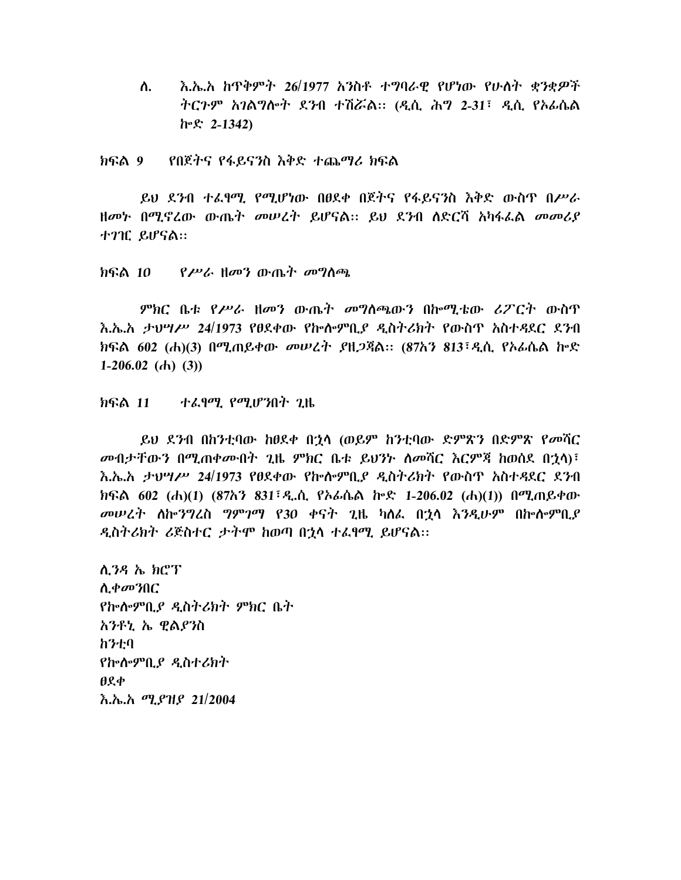ለ. እ.ኤ.አ ከጥቅምት 26/1977 አንስቶ ተግባራዊ የሆነው የሁለት ቋንቋዎች ትርጉም አገልግሎት ደንብ ተሽሯል፡፡ (ዲሲ ሕግ 2-31፣ ዲሲ የኦፊሴል ኮድ 2-1342)

ክፍል 9 የበጀትና የፋይናንስ እቅድ ተጨማሪ ክፍል

ይህ ደንብ ተፈፃሚ የሚሆነው በፀደቀ በጀትና የፋይናንስ እቅድ ውስጥ በሥራ ዘመኑ በሚኖረው ውጤት መሠረት ይሆናል፡፡ ይህ ደንብ ለድርሻ አካፋፈል መመሪያ ተገዢ ይሆናል፡፡

ክፍል 10 የሥራ ዘመን ውጤት መግለጫ

ምክር ቤቱ የሥራ ዘመን ውጤት መግለጫውን በኮሚቴው ሪፖርት ውስጥ እ.ኤ.አ ታህሣሥ 24/1973 የፀደቀው የኮሎምቢያ ዲስትሪክት የውስጥ አስተዳደር ደንብ ክፍል 602 (ሐ)(3) በሚጠይቀው መሠረት ያዘጋጃል፡፡ (87አን 813፣ዲሲ የኦፊሴል ኮድ 1-206.02 (ሐ) (3))

ክፍል 11 ተፈፃሚ የሚሆንበት ጊዜ

ይህ ደንብ በከንቲባው ከፀደቀ በኋላ (ወይም ከንቲባው ድምጽን በድምጽ የመሻር መብታቸውን በሚጠቀሙበት ጊዜ ምክር ቤቱ ይህንኑ ለመሻር እርምጃ ከወሰደ በኋላ)፣ እ.ኤ.አ ታህሣሥ 24/1973 የፀደቀው የኮሎምቢያ ዲስትሪክት የውስጥ አስተዳደር ደንብ ክፍል 602 (ሐ)(1) (87አን 831፣ዲሲ የኦፊሴል ኮድ 1-206.02 (ሐ)(1)) በሚጠይቀው መሠረት ለኮንግረስ ግምገማ የ30 ቀናት ጊዜ ካለፈ በኋላ እንዲሁም በኮሎምቢያ ዲስትሪክት ሪጅስተር ታትሞ ከወጣ በኋላ ተፈፃሚ ይሆናል፡፡

ሊንዳ ኤ ክሮፕ
ሊቀመንበር
የኮሎምቢያ ዲስትሪክት ምክር ቤት
አንቶኒ ኤ ዊልያንስ
ከንቲባ
የኮሎምቢያ ዲስተሪክት
ፀደቀ
እ.ኤ.አ ሚያዝያ 21/2004